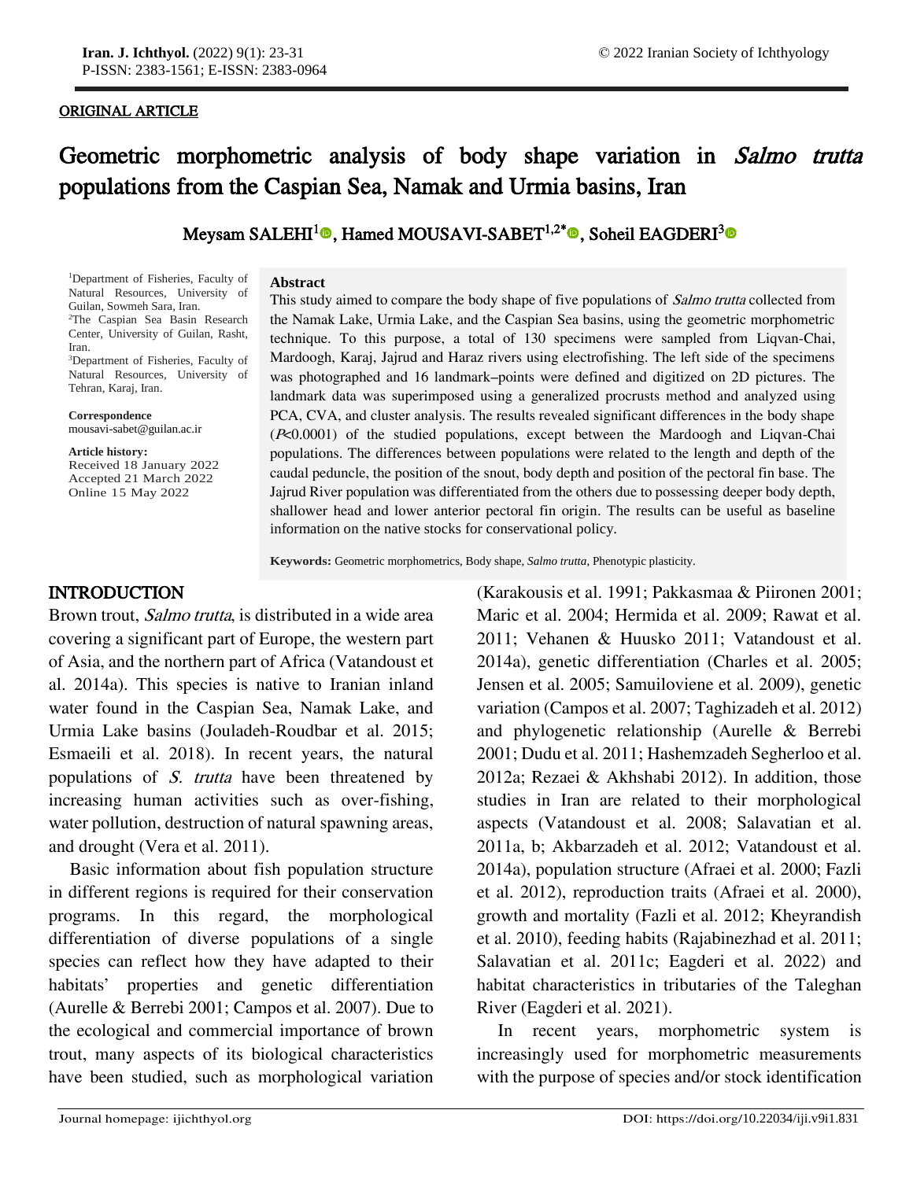ORIGINAL ARTICLE

# Geometric morphometric analysis of body shape variation in *Salmo trutta* populations from the Caspian Sea, Namak and Urmia basins, Iran

Meysam SALEHI[1], Hamed MOUSAVI-SABET[1,2*], Soheil EAGDERI[3]

[1]Department of Fisheries, Faculty of Natural Resources, University of Guilan, Sowmeh Sara, Iran.
[2]The Caspian Sea Basin Research Center, University of Guilan, Rasht, Iran.
[3]Department of Fisheries, Faculty of Natural Resources, University of Tehran, Karaj, Iran.

**Correspondence**
mousavi-sabet@guilan.ac.ir

**Article history:**
Received 18 January 2022
Accepted 21 March 2022
Online 15 May 2022

**Abstract**

This study aimed to compare the body shape of five populations of *Salmo trutta* collected from the Namak Lake, Urmia Lake, and the Caspian Sea basins, using the geometric morphometric technique. To this purpose, a total of 130 specimens were sampled from Liqvan-Chai, Mardoogh, Karaj, Jajrud and Haraz rivers using electrofishing. The left side of the specimens was photographed and 16 landmark–points were defined and digitized on 2D pictures. The landmark data was superimposed using a generalized procrusts method and analyzed using PCA, CVA, and cluster analysis. The results revealed significant differences in the body shape ($P<0.0001$) of the studied populations, except between the Mardoogh and Liqvan-Chai populations. The differences between populations were related to the length and depth of the caudal peduncle, the position of the snout, body depth and position of the pectoral fin base. The Jajrud River population was differentiated from the others due to possessing deeper body depth, shallower head and lower anterior pectoral fin origin. The results can be useful as baseline information on the native stocks for conservational policy.

**Keywords:** Geometric morphometrics, Body shape, *Salmo trutta*, Phenotypic plasticity.

## INTRODUCTION

Brown trout, *Salmo trutta*, is distributed in a wide area covering a significant part of Europe, the western part of Asia, and the northern part of Africa (Vatandoust et al. 2014a). This species is native to Iranian inland water found in the Caspian Sea, Namak Lake, and Urmia Lake basins (Jouladeh-Roudbar et al. 2015; Esmaeili et al. 2018). In recent years, the natural populations of *S. trutta* have been threatened by increasing human activities such as over-fishing, water pollution, destruction of natural spawning areas, and drought (Vera et al. 2011).

Basic information about fish population structure in different regions is required for their conservation programs. In this regard, the morphological differentiation of diverse populations of a single species can reflect how they have adapted to their habitats' properties and genetic differentiation (Aurelle & Berrebi 2001; Campos et al. 2007). Due to the ecological and commercial importance of brown trout, many aspects of its biological characteristics have been studied, such as morphological variation (Karakousis et al. 1991; Pakkasmaa & Piironen 2001; Maric et al. 2004; Hermida et al. 2009; Rawat et al. 2011; Vehanen & Huusko 2011; Vatandoust et al. 2014a), genetic differentiation (Charles et al. 2005; Jensen et al. 2005; Samuiloviene et al. 2009), genetic variation (Campos et al. 2007; Taghizadeh et al. 2012) and phylogenetic relationship (Aurelle & Berrebi 2001; Dudu et al. 2011; Hashemzadeh Segherloo et al. 2012a; Rezaei & Akhshabi 2012). In addition, those studies in Iran are related to their morphological aspects (Vatandoust et al. 2008; Salavatian et al. 2011a, b; Akbarzadeh et al. 2012; Vatandoust et al. 2014a), population structure (Afraei et al. 2000; Fazli et al. 2012), reproduction traits (Afraei et al. 2000), growth and mortality (Fazli et al. 2012; Kheyrandish et al. 2010), feeding habits (Rajabinezhad et al. 2011; Salavatian et al. 2011c; Eagderi et al. 2022) and habitat characteristics in tributaries of the Taleghan River (Eagderi et al. 2021).

In recent years, morphometric system is increasingly used for morphometric measurements with the purpose of species and/or stock identification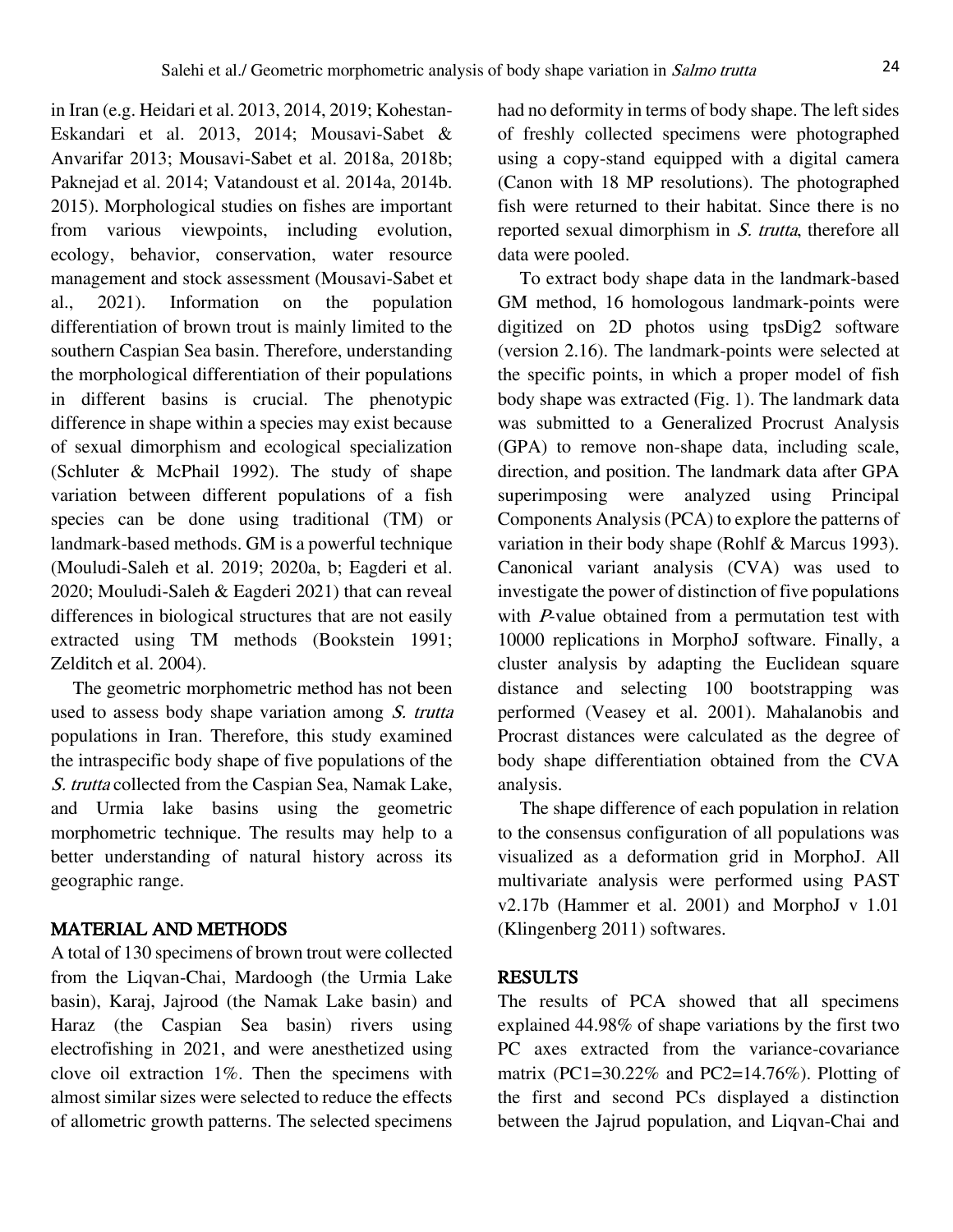in Iran (e.g. Heidari et al. 2013, 2014, 2019; Kohestan-Eskandari et al. 2013, 2014; Mousavi-Sabet & Anvarifar 2013; Mousavi-Sabet et al. 2018a, 2018b; Paknejad et al. 2014; Vatandoust et al. 2014a, 2014b. 2015). Morphological studies on fishes are important from various viewpoints, including evolution, ecology, behavior, conservation, water resource management and stock assessment (Mousavi-Sabet et al., 2021). Information on the population differentiation of brown trout is mainly limited to the southern Caspian Sea basin. Therefore, understanding the morphological differentiation of their populations in different basins is crucial. The phenotypic difference in shape within a species may exist because of sexual dimorphism and ecological specialization (Schluter & McPhail 1992). The study of shape variation between different populations of a fish species can be done using traditional (TM) or landmark-based methods. GM is a powerful technique (Mouludi-Saleh et al. 2019; 2020a, b; Eagderi et al. 2020; Mouludi-Saleh & Eagderi 2021) that can reveal differences in biological structures that are not easily extracted using TM methods (Bookstein 1991; Zelditch et al. 2004).

The geometric morphometric method has not been used to assess body shape variation among *S. trutta* populations in Iran. Therefore, this study examined the intraspecific body shape of five populations of the *S. trutta* collected from the Caspian Sea, Namak Lake, and Urmia lake basins using the geometric morphometric technique. The results may help to a better understanding of natural history across its geographic range.

## MATERIAL AND METHODS

A total of 130 specimens of brown trout were collected from the Liqvan-Chai, Mardoogh (the Urmia Lake basin), Karaj, Jajrood (the Namak Lake basin) and Haraz (the Caspian Sea basin) rivers using electrofishing in 2021, and were anesthetized using clove oil extraction 1%. Then the specimens with almost similar sizes were selected to reduce the effects of allometric growth patterns. The selected specimens had no deformity in terms of body shape. The left sides of freshly collected specimens were photographed using a copy-stand equipped with a digital camera (Canon with 18 MP resolutions). The photographed fish were returned to their habitat. Since there is no reported sexual dimorphism in *S. trutta*, therefore all data were pooled.

To extract body shape data in the landmark-based GM method, 16 homologous landmark-points were digitized on 2D photos using tpsDig2 software (version 2.16). The landmark-points were selected at the specific points, in which a proper model of fish body shape was extracted (Fig. 1). The landmark data was submitted to a Generalized Procrust Analysis (GPA) to remove non-shape data, including scale, direction, and position. The landmark data after GPA superimposing were analyzed using Principal Components Analysis (PCA) to explore the patterns of variation in their body shape (Rohlf & Marcus 1993). Canonical variant analysis (CVA) was used to investigate the power of distinction of five populations with *P*-value obtained from a permutation test with 10000 replications in MorphoJ software. Finally, a cluster analysis by adapting the Euclidean square distance and selecting 100 bootstrapping was performed (Veasey et al. 2001). Mahalanobis and Procrast distances were calculated as the degree of body shape differentiation obtained from the CVA analysis.

The shape difference of each population in relation to the consensus configuration of all populations was visualized as a deformation grid in MorphoJ. All multivariate analysis were performed using PAST v2.17b (Hammer et al. 2001) and MorphoJ v 1.01 (Klingenberg 2011) softwares.

## RESULTS

The results of PCA showed that all specimens explained 44.98% of shape variations by the first two PC axes extracted from the variance-covariance matrix (PC1=30.22% and PC2=14.76%). Plotting of the first and second PCs displayed a distinction between the Jajrud population, and Liqvan-Chai and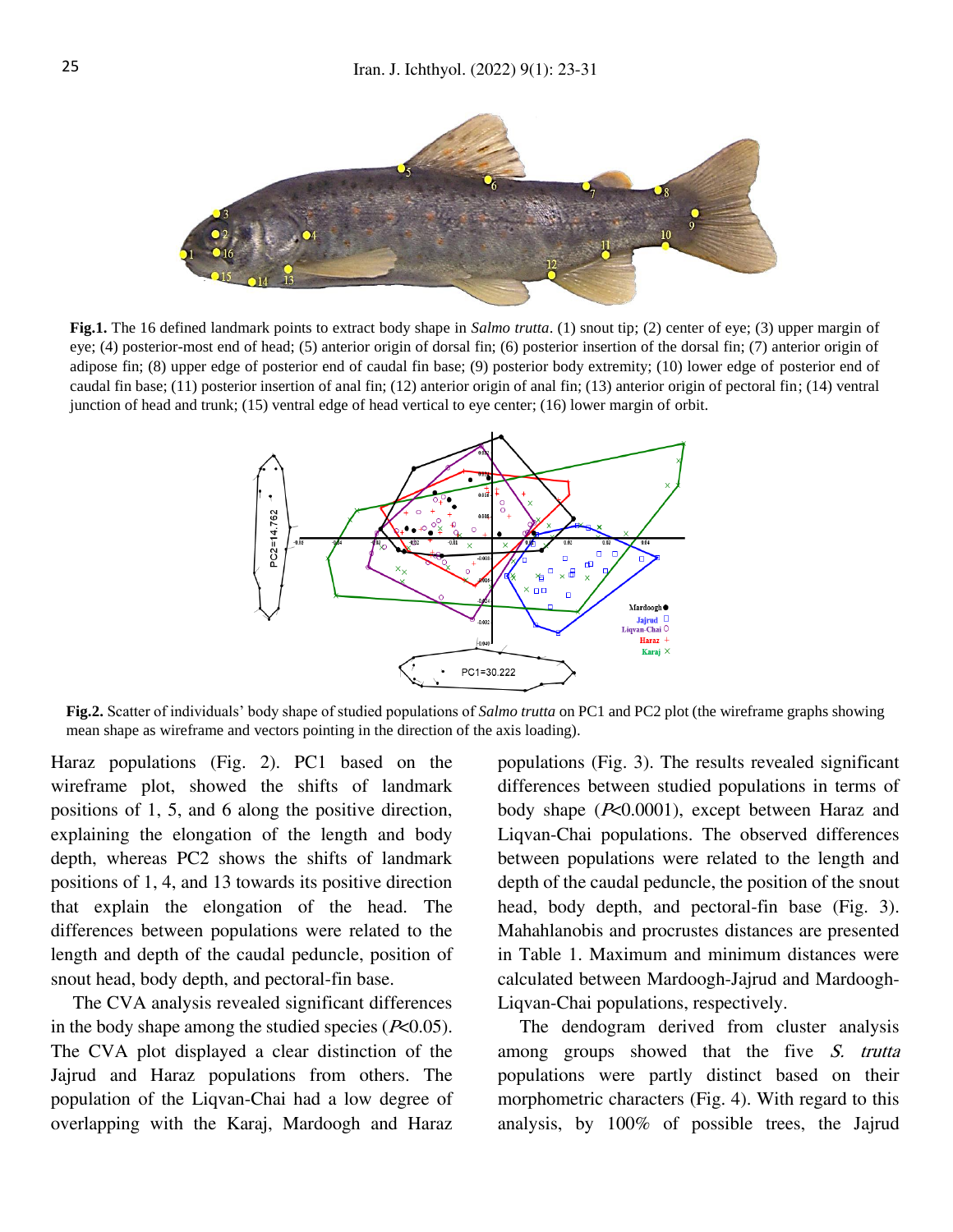**Fig.1.** The 16 defined landmark points to extract body shape in *Salmo trutta*. (1) snout tip; (2) center of eye; (3) upper margin of eye; (4) posterior-most end of head; (5) anterior origin of dorsal fin; (6) posterior insertion of the dorsal fin; (7) anterior origin of adipose fin; (8) upper edge of posterior end of caudal fin base; (9) posterior body extremity; (10) lower edge of posterior end of caudal fin base; (11) posterior insertion of anal fin; (12) anterior origin of anal fin; (13) anterior origin of pectoral fin; (14) ventral junction of head and trunk; (15) ventral edge of head vertical to eye center; (16) lower margin of orbit.

**Fig.2.** Scatter of individuals' body shape of studied populations of *Salmo trutta* on PC1 and PC2 plot (the wireframe graphs showing mean shape as wireframe and vectors pointing in the direction of the axis loading).

Haraz populations (Fig. 2). PC1 based on the wireframe plot, showed the shifts of landmark positions of 1, 5, and 6 along the positive direction, explaining the elongation of the length and body depth, whereas PC2 shows the shifts of landmark positions of 1, 4, and 13 towards its positive direction that explain the elongation of the head. The differences between populations were related to the length and depth of the caudal peduncle, position of snout head, body depth, and pectoral-fin base.

The CVA analysis revealed significant differences in the body shape among the studied species ($P<0.05$). The CVA plot displayed a clear distinction of the Jajrud and Haraz populations from others. The population of the Liqvan-Chai had a low degree of overlapping with the Karaj, Mardoogh and Haraz populations (Fig. 3). The results revealed significant differences between studied populations in terms of body shape ($P<0.0001$), except between Haraz and Liqvan-Chai populations. The observed differences between populations were related to the length and depth of the caudal peduncle, the position of the snout head, body depth, and pectoral-fin base (Fig. 3). Mahahlanobis and procrustes distances are presented in Table 1. Maximum and minimum distances were calculated between Mardoogh-Jajrud and Mardoogh-Liqvan-Chai populations, respectively.

The dendogram derived from cluster analysis among groups showed that the five *S. trutta* populations were partly distinct based on their morphometric characters (Fig. 4). With regard to this analysis, by 100% of possible trees, the Jajrud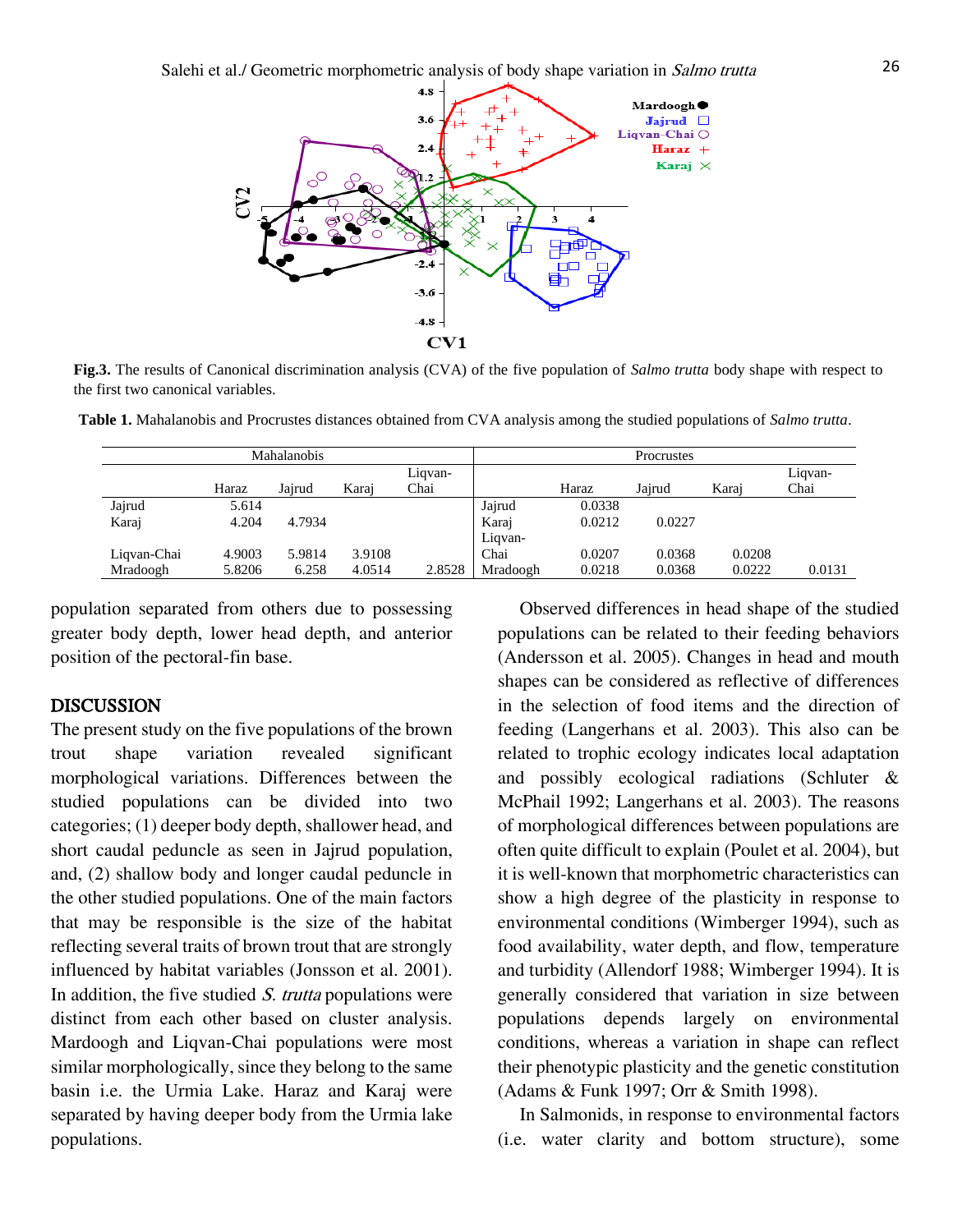**Fig.3.** The results of Canonical discrimination analysis (CVA) of the five population of *Salmo trutta* body shape with respect to the first two canonical variables.

**Table 1.** Mahalanobis and Procrustes distances obtained from CVA analysis among the studied populations of *Salmo trutta*.

| Mahalanobis | | | | | Procrustes | | | | |
|---|---|---|---|---|---|---|---|---|---|
| | Haraz | Jajrud | Karaj | Liqvan-Chai | | Haraz | Jajrud | Karaj | Liqvan-Chai |
| Jajrud | 5.614 | | | | Jajrud | 0.0338 | | | |
| Karaj | 4.204 | 4.7934 | | | Karaj | 0.0212 | 0.0227 | | |
| Liqvan-Chai | 4.9003 | 5.9814 | 3.9108 | | Liqvan-Chai | 0.0207 | 0.0368 | 0.0208 | |
| Mradoogh | 5.8206 | 6.258 | 4.0514 | 2.8528 | Mradoogh | 0.0218 | 0.0368 | 0.0222 | 0.0131 |

population separated from others due to possessing greater body depth, lower head depth, and anterior position of the pectoral-fin base.

## DISCUSSION

The present study on the five populations of the brown trout shape variation revealed significant morphological variations. Differences between the studied populations can be divided into two categories; (1) deeper body depth, shallower head, and short caudal peduncle as seen in Jajrud population, and, (2) shallow body and longer caudal peduncle in the other studied populations. One of the main factors that may be responsible is the size of the habitat reflecting several traits of brown trout that are strongly influenced by habitat variables (Jonsson et al. 2001). In addition, the five studied *S. trutta* populations were distinct from each other based on cluster analysis. Mardoogh and Liqvan-Chai populations were most similar morphologically, since they belong to the same basin i.e. the Urmia Lake. Haraz and Karaj were separated by having deeper body from the Urmia lake populations.

Observed differences in head shape of the studied populations can be related to their feeding behaviors (Andersson et al. 2005). Changes in head and mouth shapes can be considered as reflective of differences in the selection of food items and the direction of feeding (Langerhans et al. 2003). This also can be related to trophic ecology indicates local adaptation and possibly ecological radiations (Schluter & McPhail 1992; Langerhans et al. 2003). The reasons of morphological differences between populations are often quite difficult to explain (Poulet et al. 2004), but it is well-known that morphometric characteristics can show a high degree of the plasticity in response to environmental conditions (Wimberger 1994), such as food availability, water depth, and flow, temperature and turbidity (Allendorf 1988; Wimberger 1994). It is generally considered that variation in size between populations depends largely on environmental conditions, whereas a variation in shape can reflect their phenotypic plasticity and the genetic constitution (Adams & Funk 1997; Orr & Smith 1998).

In Salmonids, in response to environmental factors (i.e. water clarity and bottom structure), some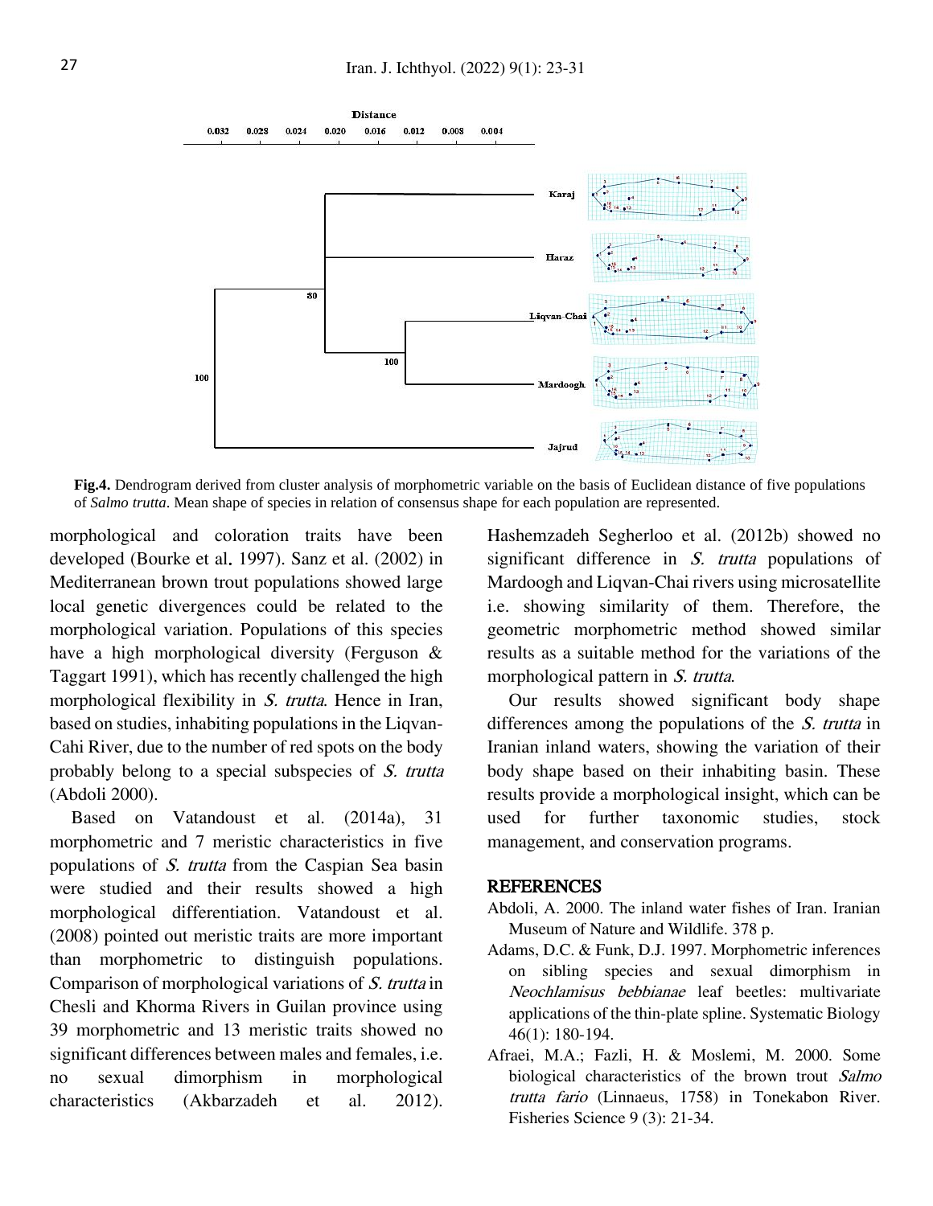**Fig.4.** Dendrogram derived from cluster analysis of morphometric variable on the basis of Euclidean distance of five populations of *Salmo trutta*. Mean shape of species in relation of consensus shape for each population are represented.

morphological and coloration traits have been developed (Bourke et al. 1997). Sanz et al. (2002) in Mediterranean brown trout populations showed large local genetic divergences could be related to the morphological variation. Populations of this species have a high morphological diversity (Ferguson & Taggart 1991), which has recently challenged the high morphological flexibility in *S. trutta*. Hence in Iran, based on studies, inhabiting populations in the Liqvan-Cahi River, due to the number of red spots on the body probably belong to a special subspecies of *S. trutta* (Abdoli 2000).

Based on Vatandoust et al. (2014a), 31 morphometric and 7 meristic characteristics in five populations of *S. trutta* from the Caspian Sea basin were studied and their results showed a high morphological differentiation. Vatandoust et al. (2008) pointed out meristic traits are more important than morphometric to distinguish populations. Comparison of morphological variations of *S. trutta* in Chesli and Khorma Rivers in Guilan province using 39 morphometric and 13 meristic traits showed no significant differences between males and females, i.e. no sexual dimorphism in morphological characteristics (Akbarzadeh et al. 2012). Hashemzadeh Segherloo et al. (2012b) showed no significant difference in *S. trutta* populations of Mardoogh and Liqvan-Chai rivers using microsatellite i.e. showing similarity of them. Therefore, the geometric morphometric method showed similar results as a suitable method for the variations of the morphological pattern in *S. trutta*.

Our results showed significant body shape differences among the populations of the *S. trutta* in Iranian inland waters, showing the variation of their body shape based on their inhabiting basin. These results provide a morphological insight, which can be used for further taxonomic studies, stock management, and conservation programs.

## REFERENCES

Abdoli, A. 2000. The inland water fishes of Iran. Iranian Museum of Nature and Wildlife. 378 p.

Adams, D.C. & Funk, D.J. 1997. Morphometric inferences on sibling species and sexual dimorphism in *Neochlamisus bebbianae* leaf beetles: multivariate applications of the thin-plate spline. Systematic Biology 46(1): 180-194.

Afraei, M.A.; Fazli, H. & Moslemi, M. 2000. Some biological characteristics of the brown trout *Salmo trutta fario* (Linnaeus, 1758) in Tonekabon River. Fisheries Science 9 (3): 21-34.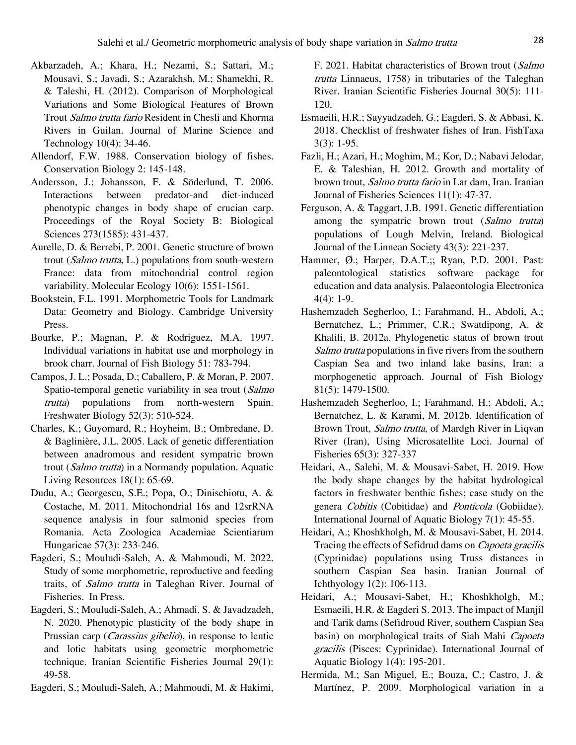Akbarzadeh, A.; Khara, H.; Nezami, S.; Sattari, M.; Mousavi, S.; Javadi, S.; Azarakhsh, M.; Shamekhi, R. & Taleshi, H. (2012). Comparison of Morphological Variations and Some Biological Features of Brown Trout *Salmo trutta fario* Resident in Chesli and Khorma Rivers in Guilan. Journal of Marine Science and Technology 10(4): 34-46.

Allendorf, F.W. 1988. Conservation biology of fishes. Conservation Biology 2: 145-148.

Andersson, J.; Johansson, F. & Söderlund, T. 2006. Interactions between predator-and diet-induced phenotypic changes in body shape of crucian carp. Proceedings of the Royal Society B: Biological Sciences 273(1585): 431-437.

Aurelle, D. & Berrebi, P. 2001. Genetic structure of brown trout (*Salmo trutta*, L.) populations from south-western France: data from mitochondrial control region variability. Molecular Ecology 10(6): 1551-1561.

Bookstein, F.L. 1991. Morphometric Tools for Landmark Data: Geometry and Biology. Cambridge University Press.

Bourke, P.; Magnan, P. & Rodriguez, M.A. 1997. Individual variations in habitat use and morphology in brook charr. Journal of Fish Biology 51: 783-794.

Campos, J. L.; Posada, D.; Caballero, P. & Moran, P. 2007. Spatio-temporal genetic variability in sea trout (*Salmo trutta*) populations from north-western Spain. Freshwater Biology 52(3): 510-524.

Charles, K.; Guyomard, R.; Hoyheim, B.; Ombredane, D. & Baglinière, J.L. 2005. Lack of genetic differentiation between anadromous and resident sympatric brown trout (*Salmo trutta*) in a Normandy population. Aquatic Living Resources 18(1): 65-69.

Dudu, A.; Georgescu, S.E.; Popa, O.; Dinischiotu, A. & Costache, M. 2011. Mitochondrial 16s and 12srRNA sequence analysis in four salmonid species from Romania. Acta Zoologica Academiae Scientiarum Hungaricae 57(3): 233-246.

Eagderi, S.; Mouludi-Saleh, A. & Mahmoudi, M. 2022. Study of some morphometric, reproductive and feeding traits, of *Salmo trutta* in Taleghan River. Journal of Fisheries. In Press.

Eagderi, S.; Mouludi-Saleh, A.; Ahmadi, S. & Javadzadeh, N. 2020. Phenotypic plasticity of the body shape in Prussian carp (*Carassius gibelio*), in response to lentic and lotic habitats using geometric morphometric technique. Iranian Scientific Fisheries Journal 29(1): 49-58.

Eagderi, S.; Mouludi-Saleh, A.; Mahmoudi, M. & Hakimi, F. 2021. Habitat characteristics of Brown trout (*Salmo trutta* Linnaeus, 1758) in tributaries of the Taleghan River. Iranian Scientific Fisheries Journal 30(5): 111-120.

Esmaeili, H.R.; Sayyadzadeh, G.; Eagderi, S. & Abbasi, K. 2018. Checklist of freshwater fishes of Iran. FishTaxa 3(3): 1-95.

Fazli, H.; Azari, H.; Moghim, M.; Kor, D.; Nabavi Jelodar, E. & Taleshian, H. 2012. Growth and mortality of brown trout, *Salmo trutta fario* in Lar dam, Iran. Iranian Journal of Fisheries Sciences 11(1): 47-37.

Ferguson, A. & Taggart, J.B. 1991. Genetic differentiation among the sympatric brown trout (*Salmo trutta*) populations of Lough Melvin, Ireland. Biological Journal of the Linnean Society 43(3): 221-237.

Hammer, Ø.; Harper, D.A.T.;; Ryan, P.D. 2001. Past: paleontological statistics software package for education and data analysis. Palaeontologia Electronica 4(4): 1-9.

Hashemzadeh Segherloo, I.; Farahmand, H., Abdoli, A.; Bernatchez, L.; Primmer, C.R.; Swatdipong, A. & Khalili, B. 2012a. Phylogenetic status of brown trout *Salmo trutta* populations in five rivers from the southern Caspian Sea and two inland lake basins, Iran: a morphogenetic approach. Journal of Fish Biology 81(5): 1479-1500.

Hashemzadeh Segherloo, I.; Farahmand, H.; Abdoli, A.; Bernatchez, L. & Karami, M. 2012b. Identification of Brown Trout, *Salmo trutta*, of Mardgh River in Liqvan River (Iran), Using Microsatellite Loci. Journal of Fisheries 65(3): 327-337

Heidari, A., Salehi, M. & Mousavi-Sabet, H. 2019. How the body shape changes by the habitat hydrological factors in freshwater benthic fishes; case study on the genera *Cobitis* (Cobitidae) and *Ponticola* (Gobiidae). International Journal of Aquatic Biology 7(1): 45-55.

Heidari, A.; Khoshkholgh, M. & Mousavi-Sabet, H. 2014. Tracing the effects of Sefidrud dams on *Capoeta gracilis* (Cyprinidae) populations using Truss distances in southern Caspian Sea basin. Iranian Journal of Ichthyology 1(2): 106-113.

Heidari, A.; Mousavi-Sabet, H.; Khoshkholgh, M.; Esmaeili, H.R. & Eagderi S. 2013. The impact of Manjil and Tarik dams (Sefidroud River, southern Caspian Sea basin) on morphological traits of Siah Mahi *Capoeta gracilis* (Pisces: Cyprinidae). International Journal of Aquatic Biology 1(4): 195-201.

Hermida, M.; San Miguel, E.; Bouza, C.; Castro, J. & Martínez, P. 2009. Morphological variation in a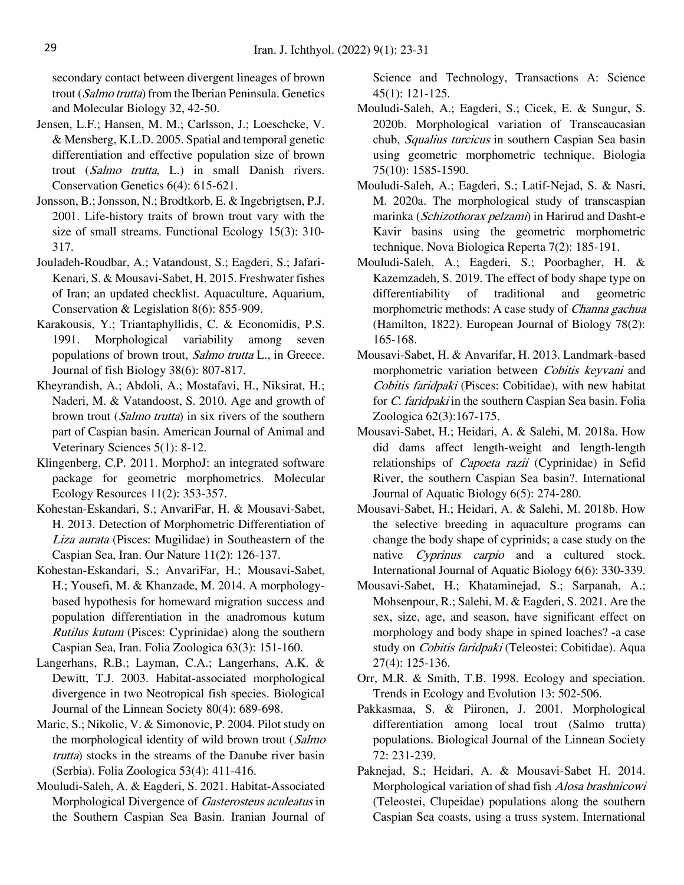secondary contact between divergent lineages of brown trout (*Salmo trutta*) from the Iberian Peninsula. Genetics and Molecular Biology 32, 42-50.

Jensen, L.F.; Hansen, M. M.; Carlsson, J.; Loeschcke, V. & Mensberg, K.L.D. 2005. Spatial and temporal genetic differentiation and effective population size of brown trout (*Salmo trutta*, L.) in small Danish rivers. Conservation Genetics 6(4): 615-621.

Jonsson, B.; Jonsson, N.; Brodtkorb, E. & Ingebrigtsen, P.J. 2001. Life-history traits of brown trout vary with the size of small streams. Functional Ecology 15(3): 310-317.

Jouladeh-Roudbar, A.; Vatandoust, S.; Eagderi, S.; Jafari-Kenari, S. & Mousavi-Sabet, H. 2015. Freshwater fishes of Iran; an updated checklist. Aquaculture, Aquarium, Conservation & Legislation 8(6): 855-909.

Karakousis, Y.; Triantaphyllidis, C. & Economidis, P.S. 1991. Morphological variability among seven populations of brown trout, *Salmo trutta* L., in Greece. Journal of fish Biology 38(6): 807-817.

Kheyrandish, A.; Abdoli, A.; Mostafavi, H., Niksirat, H.; Naderi, M. & Vatandoost, S. 2010. Age and growth of brown trout (*Salmo trutta*) in six rivers of the southern part of Caspian basin. American Journal of Animal and Veterinary Sciences 5(1): 8-12.

Klingenberg, C.P. 2011. MorphoJ: an integrated software package for geometric morphometrics. Molecular Ecology Resources 11(2): 353-357.

Kohestan-Eskandari, S.; AnvariFar, H. & Mousavi-Sabet, H. 2013. Detection of Morphometric Differentiation of *Liza aurata* (Pisces: Mugilidae) in Southeastern of the Caspian Sea, Iran. Our Nature 11(2): 126-137.

Kohestan-Eskandari, S.; AnvariFar, H.; Mousavi-Sabet, H.; Yousefi, M. & Khanzade, M. 2014. A morphology-based hypothesis for homeward migration success and population differentiation in the anadromous kutum *Rutilus kutum* (Pisces: Cyprinidae) along the southern Caspian Sea, Iran. Folia Zoologica 63(3): 151-160.

Langerhans, R.B.; Layman, C.A.; Langerhans, A.K. & Dewitt, T.J. 2003. Habitat-associated morphological divergence in two Neotropical fish species. Biological Journal of the Linnean Society 80(4): 689-698.

Maric, S.; Nikolic, V. & Simonovic, P. 2004. Pilot study on the morphological identity of wild brown trout (*Salmo trutta*) stocks in the streams of the Danube river basin (Serbia). Folia Zoologica 53(4): 411-416.

Mouludi-Saleh, A. & Eagderi, S. 2021. Habitat-Associated Morphological Divergence of *Gasterosteus aculeatus* in the Southern Caspian Sea Basin. Iranian Journal of Science and Technology, Transactions A: Science 45(1): 121-125.

Mouludi-Saleh, A.; Eagderi, S.; Cicek, E. & Sungur, S. 2020b. Morphological variation of Transcaucasian chub, *Squalius turcicus* in southern Caspian Sea basin using geometric morphometric technique. Biologia 75(10): 1585-1590.

Mouludi-Saleh, A.; Eagderi, S.; Latif-Nejad, S. & Nasri, M. 2020a. The morphological study of transcaspian marinka (*Schizothorax pelzami*) in Harirud and Dasht-e Kavir basins using the geometric morphometric technique. Nova Biologica Reperta 7(2): 185-191.

Mouludi-Saleh, A.; Eagderi, S.; Poorbagher, H. & Kazemzadeh, S. 2019. The effect of body shape type on differentiability of traditional and geometric morphometric methods: A case study of *Channa gachua* (Hamilton, 1822). European Journal of Biology 78(2): 165-168.

Mousavi-Sabet, H. & Anvarifar, H. 2013. Landmark-based morphometric variation between *Cobitis keyvani* and *Cobitis faridpaki* (Pisces: Cobitidae), with new habitat for *C. faridpaki* in the southern Caspian Sea basin. Folia Zoologica 62(3):167-175.

Mousavi-Sabet, H.; Heidari, A. & Salehi, M. 2018a. How did dams affect length-weight and length-length relationships of *Capoeta razii* (Cyprinidae) in Sefid River, the southern Caspian Sea basin?. International Journal of Aquatic Biology 6(5): 274-280.

Mousavi-Sabet, H.; Heidari, A. & Salehi, M. 2018b. How the selective breeding in aquaculture programs can change the body shape of cyprinids; a case study on the native *Cyprinus carpio* and a cultured stock. International Journal of Aquatic Biology 6(6): 330-339.

Mousavi-Sabet, H.; Khataminejad, S.; Sarpanah, A.; Mohsenpour, R.; Salehi, M. & Eagderi, S. 2021. Are the sex, size, age, and season, have significant effect on morphology and body shape in spined loaches? -a case study on *Cobitis faridpaki* (Teleostei: Cobitidae). Aqua 27(4): 125-136.

Orr, M.R. & Smith, T.B. 1998. Ecology and speciation. Trends in Ecology and Evolution 13: 502-506.

Pakkasmaa, S. & Piironen, J. 2001. Morphological differentiation among local trout (Salmo trutta) populations. Biological Journal of the Linnean Society 72: 231-239.

Paknejad, S.; Heidari, A. & Mousavi-Sabet H. 2014. Morphological variation of shad fish *Alosa brashnicowi* (Teleostei, Clupeidae) populations along the southern Caspian Sea coasts, using a truss system. International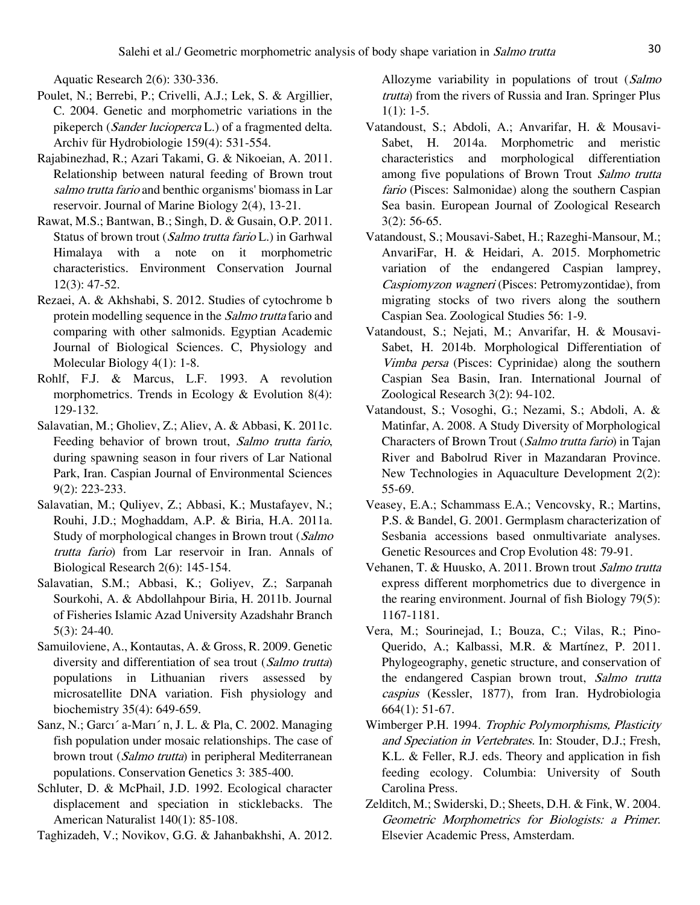Aquatic Research 2(6): 330-336.

Poulet, N.; Berrebi, P.; Crivelli, A.J.; Lek, S. & Argillier, C. 2004. Genetic and morphometric variations in the pikeperch (*Sander lucioperca* L.) of a fragmented delta. Archiv für Hydrobiologie 159(4): 531-554.

Rajabinezhad, R.; Azari Takami, G. & Nikoeian, A. 2011. Relationship between natural feeding of Brown trout *salmo trutta fario* and benthic organisms' biomass in Lar reservoir. Journal of Marine Biology 2(4), 13-21.

Rawat, M.S.; Bantwan, B.; Singh, D. & Gusain, O.P. 2011. Status of brown trout (*Salmo trutta fario* L.) in Garhwal Himalaya with a note on it morphometric characteristics. Environment Conservation Journal 12(3): 47-52.

Rezaei, A. & Akhshabi, S. 2012. Studies of cytochrome b protein modelling sequence in the *Salmo trutta* fario and comparing with other salmonids. Egyptian Academic Journal of Biological Sciences. C, Physiology and Molecular Biology 4(1): 1-8.

Rohlf, F.J. & Marcus, L.F. 1993. A revolution morphometrics. Trends in Ecology & Evolution 8(4): 129-132.

Salavatian, M.; Gholiev, Z.; Aliev, A. & Abbasi, K. 2011c. Feeding behavior of brown trout, *Salmo trutta fario*, during spawning season in four rivers of Lar National Park, Iran. Caspian Journal of Environmental Sciences 9(2): 223-233.

Salavatian, M.; Quliyev, Z.; Abbasi, K.; Mustafayev, N.; Rouhi, J.D.; Moghaddam, A.P. & Biria, H.A. 2011a. Study of morphological changes in Brown trout (*Salmo trutta fario*) from Lar reservoir in Iran. Annals of Biological Research 2(6): 145-154.

Salavatian, S.M.; Abbasi, K.; Goliyev, Z.; Sarpanah Sourkohi, A. & Abdollahpour Biria, H. 2011b. Journal of Fisheries Islamic Azad University Azadshahr Branch 5(3): 24-40.

Samuiloviene, A., Kontautas, A. & Gross, R. 2009. Genetic diversity and differentiation of sea trout (*Salmo trutta*) populations in Lithuanian rivers assessed by microsatellite DNA variation. Fish physiology and biochemistry 35(4): 649-659.

Sanz, N.; Garcı´a-Marı´n, J. L. & Pla, C. 2002. Managing fish population under mosaic relationships. The case of brown trout (*Salmo trutta*) in peripheral Mediterranean populations. Conservation Genetics 3: 385-400.

Schluter, D. & McPhail, J.D. 1992. Ecological character displacement and speciation in sticklebacks. The American Naturalist 140(1): 85-108.

Taghizadeh, V.; Novikov, G.G. & Jahanbakhshi, A. 2012. Allozyme variability in populations of trout (*Salmo trutta*) from the rivers of Russia and Iran. Springer Plus 1(1): 1-5.

Vatandoust, S.; Abdoli, A.; Anvarifar, H. & Mousavi-Sabet, H. 2014a. Morphometric and meristic characteristics and morphological differentiation among five populations of Brown Trout *Salmo trutta fario* (Pisces: Salmonidae) along the southern Caspian Sea basin. European Journal of Zoological Research 3(2): 56-65.

Vatandoust, S.; Mousavi-Sabet, H.; Razeghi-Mansour, M.; AnvariFar, H. & Heidari, A. 2015. Morphometric variation of the endangered Caspian lamprey, *Caspiomyzon wagneri* (Pisces: Petromyzontidae), from migrating stocks of two rivers along the southern Caspian Sea. Zoological Studies 56: 1-9.

Vatandoust, S.; Nejati, M.; Anvarifar, H. & Mousavi-Sabet, H. 2014b. Morphological Differentiation of *Vimba persa* (Pisces: Cyprinidae) along the southern Caspian Sea Basin, Iran. International Journal of Zoological Research 3(2): 94-102.

Vatandoust, S.; Vosoghi, G.; Nezami, S.; Abdoli, A. & Matinfar, A. 2008. A Study Diversity of Morphological Characters of Brown Trout (*Salmo trutta fario*) in Tajan River and Babolrud River in Mazandaran Province. New Technologies in Aquaculture Development 2(2): 55-69.

Veasey, E.A.; Schammass E.A.; Vencovsky, R.; Martins, P.S. & Bandel, G. 2001. Germplasm characterization of Sesbania accessions based onmultivariate analyses. Genetic Resources and Crop Evolution 48: 79-91.

Vehanen, T. & Huusko, A. 2011. Brown trout *Salmo trutta* express different morphometrics due to divergence in the rearing environment. Journal of fish Biology 79(5): 1167-1181.

Vera, M.; Sourinejad, I.; Bouza, C.; Vilas, R.; Pino-Querido, A.; Kalbassi, M.R. & Martínez, P. 2011. Phylogeography, genetic structure, and conservation of the endangered Caspian brown trout, *Salmo trutta caspius* (Kessler, 1877), from Iran. Hydrobiologia 664(1): 51-67.

Wimberger P.H. 1994. *Trophic Polymorphisms, Plasticity and Speciation in Vertebrates*. In: Stouder, D.J.; Fresh, K.L. & Feller, R.J. eds. Theory and application in fish feeding ecology. Columbia: University of South Carolina Press.

Zelditch, M.; Swiderski, D.; Sheets, D.H. & Fink, W. 2004. *Geometric Morphometrics for Biologists: a Primer*. Elsevier Academic Press, Amsterdam.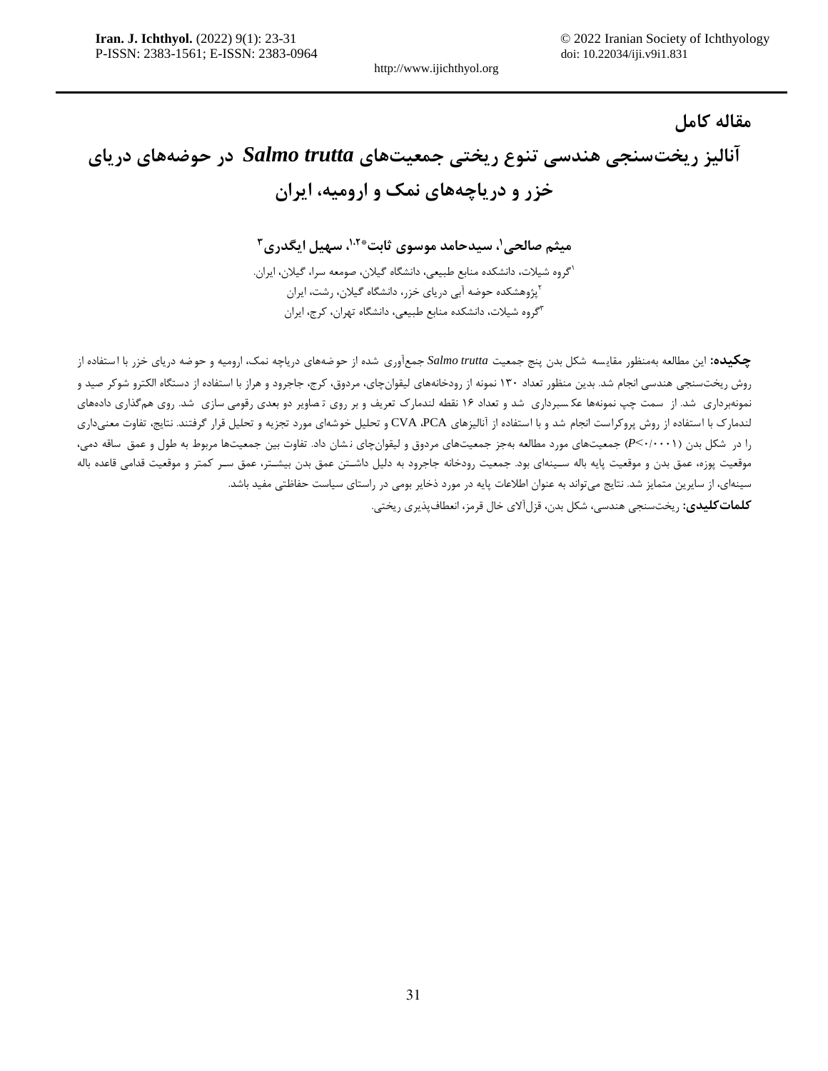**مقاله کامل**

# آنالیز ریخت‌سنجی هندسی تنوع ریختی جمعیت‌های *Salmo trutta* در حوضه‌های دریای خزر و دریاچه‌های نمک و ارومیه، ایران

**میثم صالحی[1]، سیدحامد موسوی ثابت*[1،2]، سهیل ایگدری[3]**

[1]گروه شیلات، دانشکده منابع طبیعی، دانشگاه گیلان، صومعه سرا، گیلان، ایران.

[2]پژوهشکده حوضه آبی دریای خزر، دانشگاه گیلان، رشت، ایران

[3]گروه شیلات، دانشکده منابع طبیعی، دانشگاه تهران، کرج، ایران

**چکیده:** این مطالعه به‌منظور مقایسه شکل بدن پنج جمعیت *Salmo trutta* جمع‌آوری شده از حوضه‌های دریاچه نمک، ارومیه و حوضه دریای خزر با استفاده از روش ریخت‌سنجی هندسی انجام شد. بدین منظور تعداد ۱۳۰ نمونه از رودخانه‌های لیقوان‌چای، مردوق، کرج، جاجرود و هراز با استفاده از دستگاه الکترو شوکر صید و نمونه‌برداری شد. از سمت چپ نمونه‌ها عکسبرداری شد و تعداد ۱۶ نقطه لندمارک تعریف و بر روی تصاویر دو بعدی رقومی سازی شد. روی هم‌گذاری داده‌های لندمارک با استفاده از روش پروکراست انجام شد و با استفاده از آنالیزهای CVA ،PCA و تحلیل خوشه‌ای مورد تجزیه و تحلیل قرار گرفتند. نتایج، تفاوت معنی‌داری را در شکل بدن ($P<0/0001$) جمعیت‌های مورد مطالعه به‌جز جمعیت‌های مردوق و لیقوان‌چای نشان داد. تفاوت بین جمعیت‌ها مربوط به طول و عمق ساقه دمی، موقعیت پوزه، عمق بدن و موقعیت پایه باله سینه‌ای بود. جمعیت رودخانه جاجرود به دلیل داشتن عمق بدن بیشتر، عمق سر کمتر و موقعیت قدامی قاعده باله سینه‌ای، از سایرین متمایز شد. نتایج می‌تواند به عنوان اطلاعات پایه در مورد ذخایر بومی در راستای سیاست حفاظتی مفید باشد.

**کلمات‌کلیدی:** ریخت‌سنجی هندسی، شکل بدن، قزل‌آلای خال قرمز، انعطاف‌پذیری ریختی.